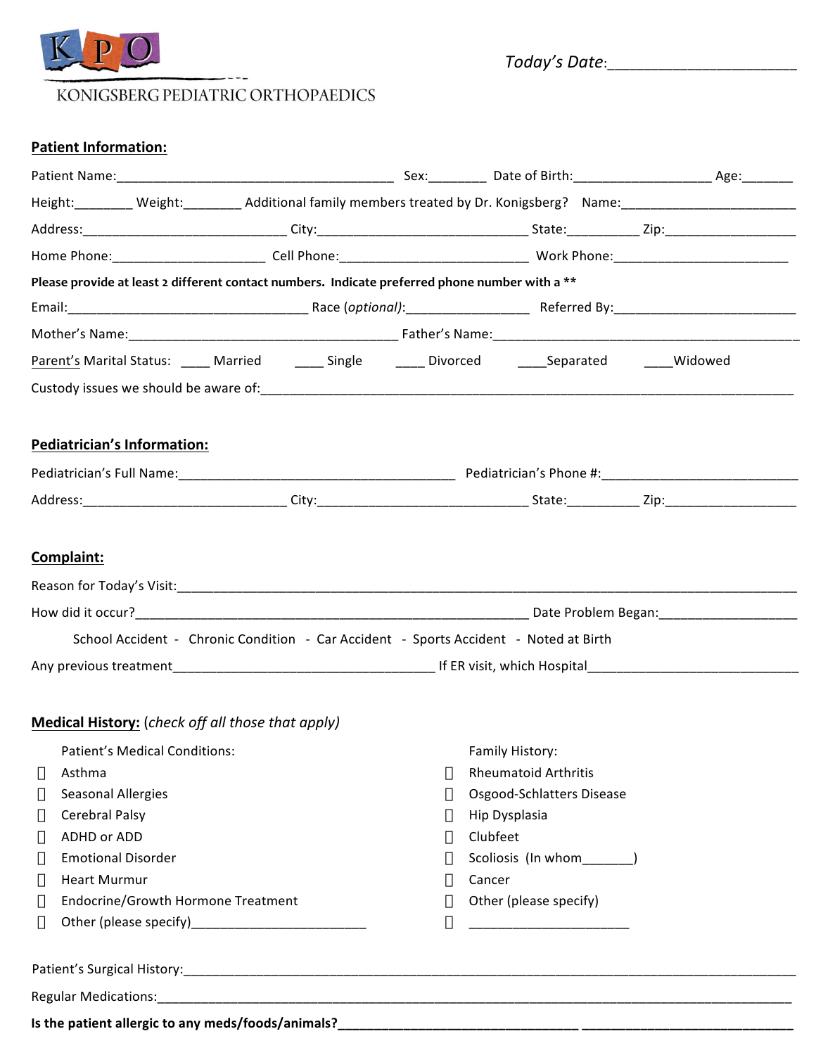KPO

KONIGSBERG PEDIATRIC ORTHOPAEDICS

*Today's Date*:______________________

**Patient Information:**

Patient Name:______________________________________ Sex:________ Date of Birth:__________________ Age:_______

Height:________ Weight:________ Additional family members treated by Dr. Konigsberg? Name:________________________

Address:____________________________ City:_____________________________ State:__________ Zip:__________________

Home Phone:_____________________ Cell Phone:_________________________ Work Phone:________________________

**Please provide at least 2 different contact numbers. Indicate preferred phone number with a \*\***

Email:_________________________________ Race (*optional*):_________________ Referred By:_________________________

Mother's Name:_____________________________________ Father's Name:__________________________________________

Parent's Marital Status: ____ Married ____ Single ____ Divorced ____Separated ____Widowed

Custody issues we should be aware of:_______________________________________________________________________

**Pediatrician's Information:**

Pediatrician's Full Name:______________________________________ Pediatrician's Phone #:___________________________

Address:____________________________ City:_____________________________ State:__________ Zip:__________________

**Complaint:**

Reason for Today's Visit:__________________________________________________________________________________

How did it occur?______________________________________________________ Date Problem Began:__________________

School Accident - Chronic Condition - Car Accident - Sports Accident - Noted at Birth

Any previous treatment____________________________________ If ER visit, which Hospital_____________________________

**Medical History:** (*check off all those that apply)*

Patient's Medical Conditions:

- ☐ Asthma
- ☐ Seasonal Allergies
- ☐ Cerebral Palsy
- ☐ ADHD or ADD
- ☐ Emotional Disorder
- ☐ Heart Murmur
- ☐ Endocrine/Growth Hormone Treatment
- ☐ Other (please specify)________________________

Family History:

- ☐ Rheumatoid Arthritis
- ☐ Osgood-Schlatters Disease
- ☐ Hip Dysplasia
- ☐ Clubfeet
- ☐ Scoliosis (In whom_______)
- ☐ Cancer
- ☐ Other (please specify)
- ☐ ______________________

Patient's Surgical History:_________________________________________________________________________________

Regular Medications:_____________________________________________________________________________________

**Is the patient allergic to any meds/foods/animals?________________________________ ____________________________**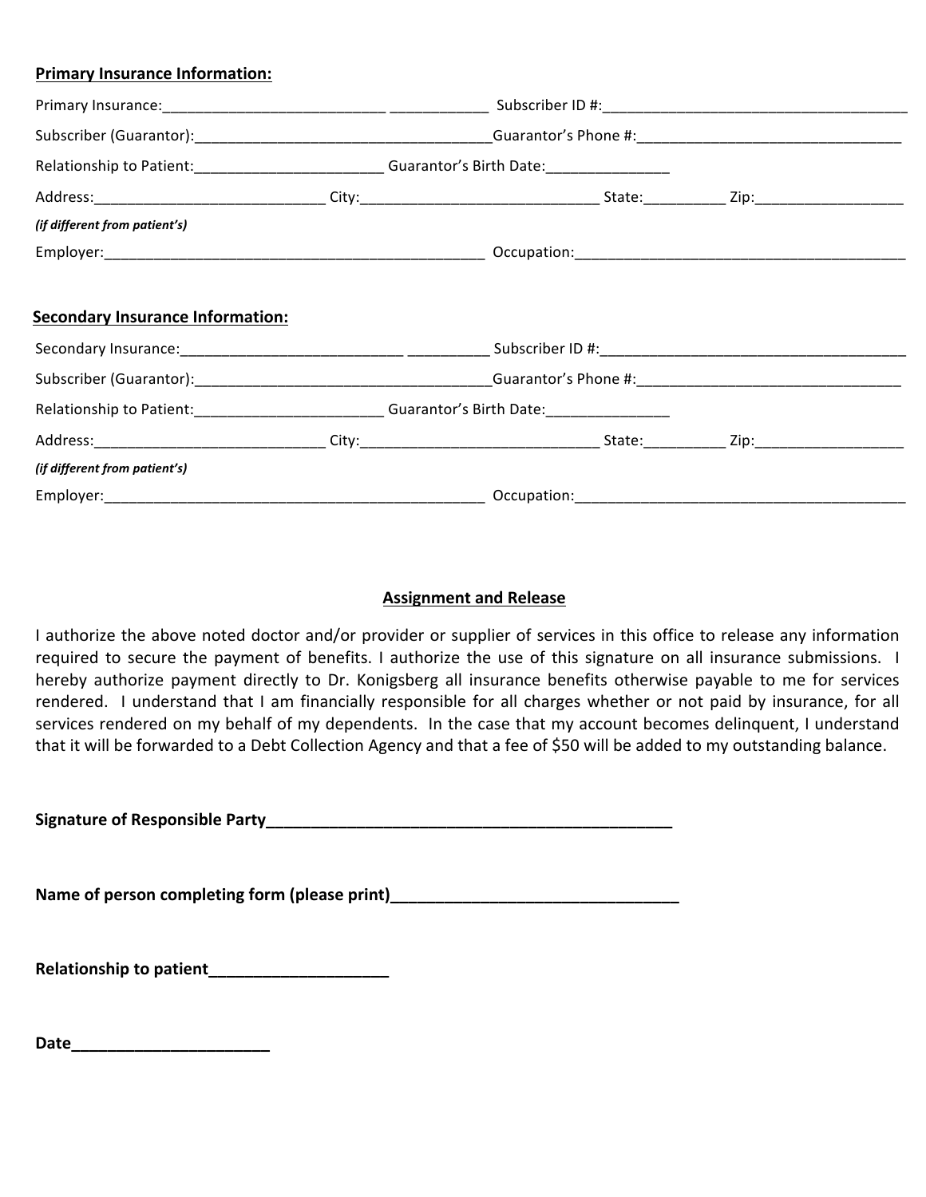**Primary Insurance Information:**

Primary Insurance:___________________________ ____________ Subscriber ID #:______________________________________

Subscriber (Guarantor):____________________________________Guarantor's Phone #:_________________________________

Relationship to Patient:______________________ Guarantor's Birth Date:_______________

Address:____________________________ City:_____________________________ State:__________ Zip:__________________

***(if different from patient's)***

Employer:_______________________________________________ Occupation:________________________________________

**Secondary Insurance Information:**

Secondary Insurance:___________________________ __________ Subscriber ID #:______________________________________

Subscriber (Guarantor):____________________________________Guarantor's Phone #:_________________________________

Relationship to Patient:______________________ Guarantor's Birth Date:_______________

Address:____________________________ City:_____________________________ State:__________ Zip:__________________

***(if different from patient's)***

Employer:_______________________________________________ Occupation:________________________________________

**Assignment and Release**

I authorize the above noted doctor and/or provider or supplier of services in this office to release any information required to secure the payment of benefits. I authorize the use of this signature on all insurance submissions. I hereby authorize payment directly to Dr. Konigsberg all insurance benefits otherwise payable to me for services rendered. I understand that I am financially responsible for all charges whether or not paid by insurance, for all services rendered on my behalf of my dependents. In the case that my account becomes delinquent, I understand that it will be forwarded to a Debt Collection Agency and that a fee of $50 will be added to my outstanding balance.

**Signature of Responsible Party_______________________________________________**

**Name of person completing form (please print)________________________________**

**Relationship to patient___________________**

**Date______________________**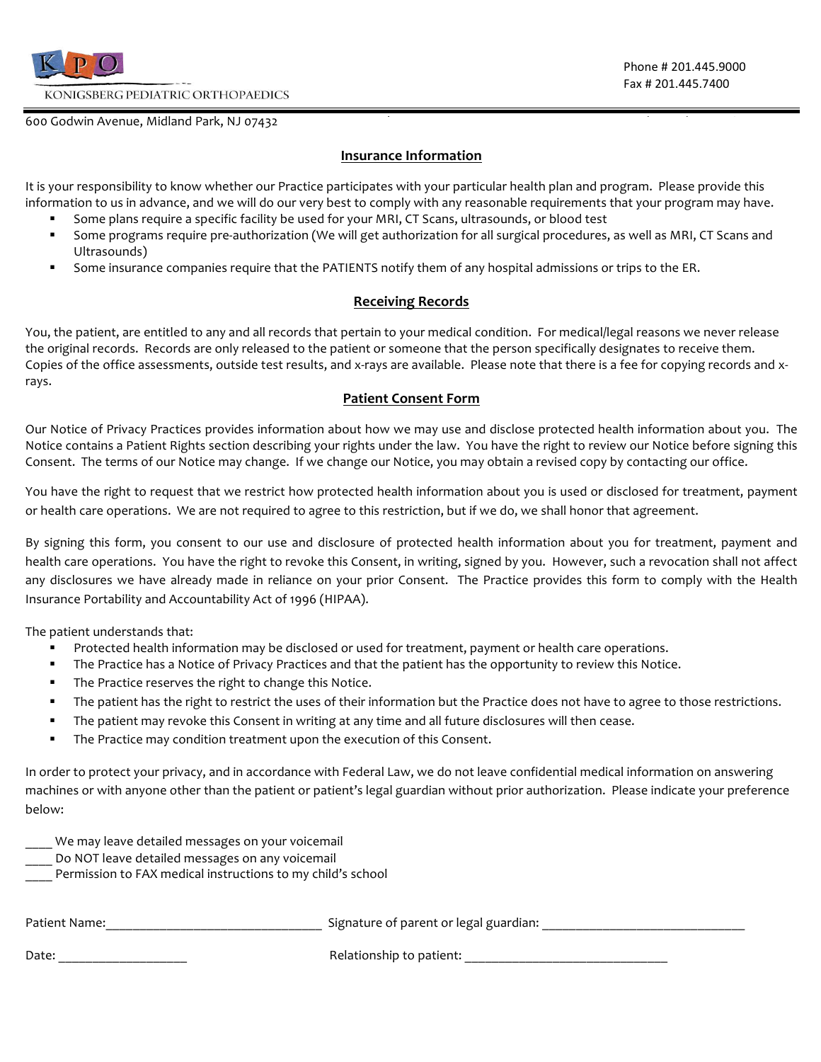KPO

KONIGSBERG PEDIATRIC ORTHOPAEDICS

Phone # 201.445.9000
Fax # 201.445.7400

600 Godwin Avenue, Midland Park, NJ 07432

## Insurance Information

It is your responsibility to know whether our Practice participates with your particular health plan and program. Please provide this information to us in advance, and we will do our very best to comply with any reasonable requirements that your program may have.

- Some plans require a specific facility be used for your MRI, CT Scans, ultrasounds, or blood test
- Some programs require pre-authorization (We will get authorization for all surgical procedures, as well as MRI, CT Scans and Ultrasounds)
- Some insurance companies require that the PATIENTS notify them of any hospital admissions or trips to the ER.

## Receiving Records

You, the patient, are entitled to any and all records that pertain to your medical condition. For medical/legal reasons we never release the original records. Records are only released to the patient or someone that the person specifically designates to receive them. Copies of the office assessments, outside test results, and x-rays are available. Please note that there is a fee for copying records and x-rays.

## Patient Consent Form

Our Notice of Privacy Practices provides information about how we may use and disclose protected health information about you. The Notice contains a Patient Rights section describing your rights under the law. You have the right to review our Notice before signing this Consent. The terms of our Notice may change. If we change our Notice, you may obtain a revised copy by contacting our office.

You have the right to request that we restrict how protected health information about you is used or disclosed for treatment, payment or health care operations. We are not required to agree to this restriction, but if we do, we shall honor that agreement.

By signing this form, you consent to our use and disclosure of protected health information about you for treatment, payment and health care operations. You have the right to revoke this Consent, in writing, signed by you. However, such a revocation shall not affect any disclosures we have already made in reliance on your prior Consent. The Practice provides this form to comply with the Health Insurance Portability and Accountability Act of 1996 (HIPAA).

The patient understands that:

- Protected health information may be disclosed or used for treatment, payment or health care operations.
- The Practice has a Notice of Privacy Practices and that the patient has the opportunity to review this Notice.
- The Practice reserves the right to change this Notice.
- The patient has the right to restrict the uses of their information but the Practice does not have to agree to those restrictions.
- The patient may revoke this Consent in writing at any time and all future disclosures will then cease.
- The Practice may condition treatment upon the execution of this Consent.

In order to protect your privacy, and in accordance with Federal Law, we do not leave confidential medical information on answering machines or with anyone other than the patient or patient's legal guardian without prior authorization. Please indicate your preference below:

____ We may leave detailed messages on your voicemail
____ Do NOT leave detailed messages on any voicemail
____ Permission to FAX medical instructions to my child's school

Patient Name:________________________________ Signature of parent or legal guardian: ______________________________

Date: ___________________ Relationship to patient: ______________________________